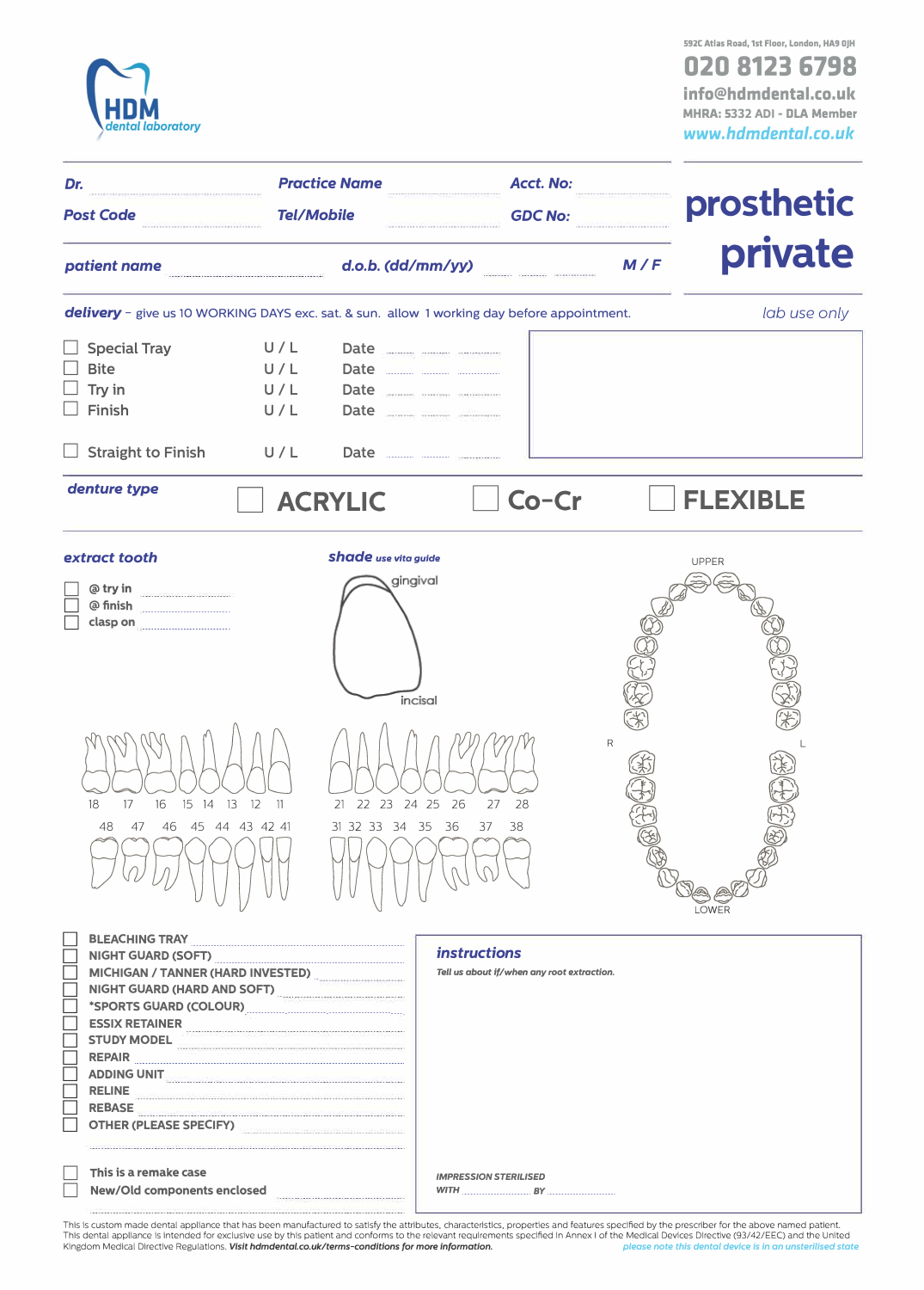**HDM** dental laboratory

592C Atlas Road, 1st Floor, London, HA9 0JH

**020 8123 6798**

info@hdmdental.co.uk

MHRA: 5332 ADI - DLA Member

www.hdmdental.co.uk

# prosthetic private

**Dr.** ..................... **Practice Name** ..................... **Acct. No:** .....................

**Post Code** ..................... **Tel/Mobile** ..................... **GDC No:** .....................

**patient name** ..................... **d.o.b. (dd/mm/yy)** ...... ...... ...... **M / F**

**delivery** – give us 10 WORKING DAYS exc. sat. & sun. allow 1 working day before appointment.

*lab use only*

- ☐ Special Tray U / L Date ...... ...... ......
- ☐ Bite U / L Date ...... ...... ......
- ☐ Try in U / L Date ...... ...... ......
- ☐ Finish U / L Date ...... ...... ......
- ☐ Straight to Finish U / L Date ...... ...... ......

**denture type** ☐ ACRYLIC ☐ Co-Cr ☐ FLEXIBLE

**extract tooth**

- ☐ @ try in .....................
- ☐ @ finish .....................
- ☐ clasp on .....................

**shade** *use vita guide*

gingival

incisal

18 17 16 15 14 13 12 11 21 22 23 24 25 26 27 28

48 47 46 45 44 43 42 41 31 32 33 34 35 36 37 38

UPPER

R L

LOWER

- ☐ BLEACHING TRAY .....................
- ☐ NIGHT GUARD (SOFT) .....................
- ☐ MICHIGAN / TANNER (HARD INVESTED) .....................
- ☐ NIGHT GUARD (HARD AND SOFT) .....................
- ☐ *SPORTS GUARD (COLOUR) .....................
- ☐ ESSIX RETAINER .....................
- ☐ STUDY MODEL .....................
- ☐ REPAIR .....................
- ☐ ADDING UNIT .....................
- ☐ RELINE .....................
- ☐ REBASE .....................
- ☐ OTHER (PLEASE SPECIFY) .....................

.....................

- ☐ This is a remake case
- ☐ New/Old components enclosed .....................

**instructions**

*Tell us about if/when any root extraction.*

IMPRESSION STERILISED

WITH ..................... BY .....................

This is custom made dental appliance that has been manufactured to satisfy the attributes, characteristics, properties and features specified by the prescriber for the above named patient. This dental appliance is intended for exclusive use by this patient and conforms to the relevant requirements specified in Annex I of the Medical Devices Directive (93/42/EEC) and the United Kingdom Medical Directive Regulations. *Visit hdmdental.co.uk/terms-conditions for more information.*

*please note this dental device is in an unsterilised state*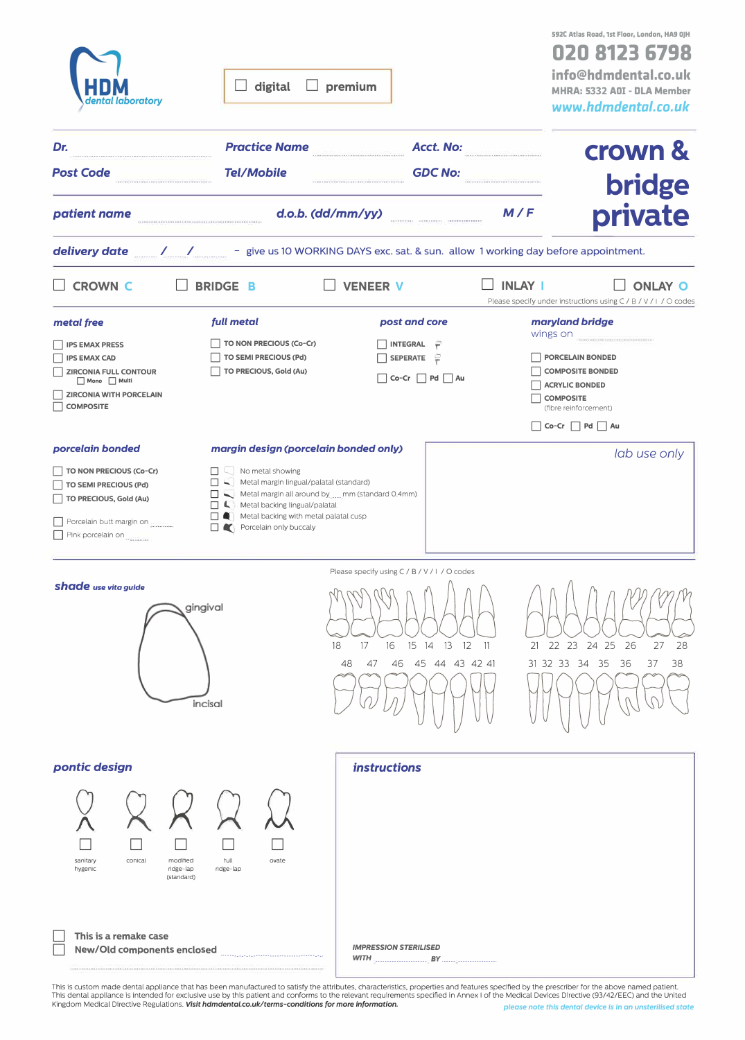**HDM** *dental laboratory*

☐ digital ☐ premium

592C Atlas Road, 1st Floor, London, HA9 0JH

**020 8123 6798**

**info@hdmdental.co.uk**

**MHRA: 5332 A0I - DLA Member**

***www.hdmdental.co.uk***

# crown & bridge private

**Dr.** ............ **Practice Name** ............ **Acct. No:** ............

**Post Code** ............ **Tel/Mobile** ............ **GDC No:** ............

**patient name** ............ **d.o.b. (dd/mm/yy)** ...... ...... ...... **M / F**

**delivery date** ...... / ...... / ...... - give us 10 WORKING DAYS exc. sat. & sun. allow 1 working day before appointment.

☐ **CROWN C** ☐ **BRIDGE B** ☐ **VENEER V** ☐ **INLAY I** ☐ **ONLAY O**

Please specify under instructions using C / B / V / I / O codes

### metal free

- ☐ IPS EMAX PRESS
- ☐ IPS EMAX CAD
- ☐ ZIRCONIA FULL CONTOUR
  - ☐ Mono ☐ Multi
- ☐ ZIRCONIA WITH PORCELAIN
- ☐ COMPOSITE

### full metal

- ☐ TO NON PRECIOUS (Co-Cr)
- ☐ TO SEMI PRECIOUS (Pd)
- ☐ TO PRECIOUS, Gold (Au)

### post and core

- ☐ INTEGRAL
- ☐ SEPERATE
- ☐ Co-Cr ☐ Pd ☐ Au

### maryland bridge

wings on ............

- ☐ PORCELAIN BONDED
- ☐ COMPOSITE BONDED
- ☐ ACRYLIC BONDED
- ☐ COMPOSITE (fibre reinforcement)
- ☐ Co-Cr ☐ Pd ☐ Au

### porcelain bonded

- ☐ TO NON PRECIOUS (Co-Cr)
- ☐ TO SEMI PRECIOUS (Pd)
- ☐ TO PRECIOUS, Gold (Au)
- ☐ Porcelain butt margin on ............
- ☐ Pink porcelain on ............

### margin design (porcelain bonded only)

- ☐ No metal showing
- ☐ Metal margin lingual/palatal (standard)
- ☐ Metal margin all around by ...... mm (standard 0.4mm)
- ☐ Metal backing lingual/palatal
- ☐ Metal backing with metal palatal cusp
- ☐ Porcelain only buccaly

*lab use only*

### shade *use vita guide*

gingival

incisal

Please specify using C / B / V / I / O codes

18 17 16 15 14 13 12 11 21 22 23 24 25 26 27 28

48 47 46 45 44 43 42 41 31 32 33 34 35 36 37 38

### pontic design

- ☐ sanitary hygenic
- ☐ conical
- ☐ modified ridge-lap (standard)
- ☐ full ridge-lap
- ☐ ovate

☐ **This is a remake case**

☐ **New/Old components enclosed** ............

### instructions

***IMPRESSION STERILISED WITH*** ............ ***BY*** ............

This is custom made dental appliance that has been manufactured to satisfy the attributes, characteristics, properties and features specified by the prescriber for the above named patient. This dental appliance is intended for exclusive use by this patient and conforms to the relevant requirements specified in Annex I of the Medical Devices Directive (93/42/EEC) and the United Kingdom Medical Directive Regulations. ***Visit hdmdental.co.uk/terms-conditions for more information.***

*please note this dental device is in an unsterilised state*